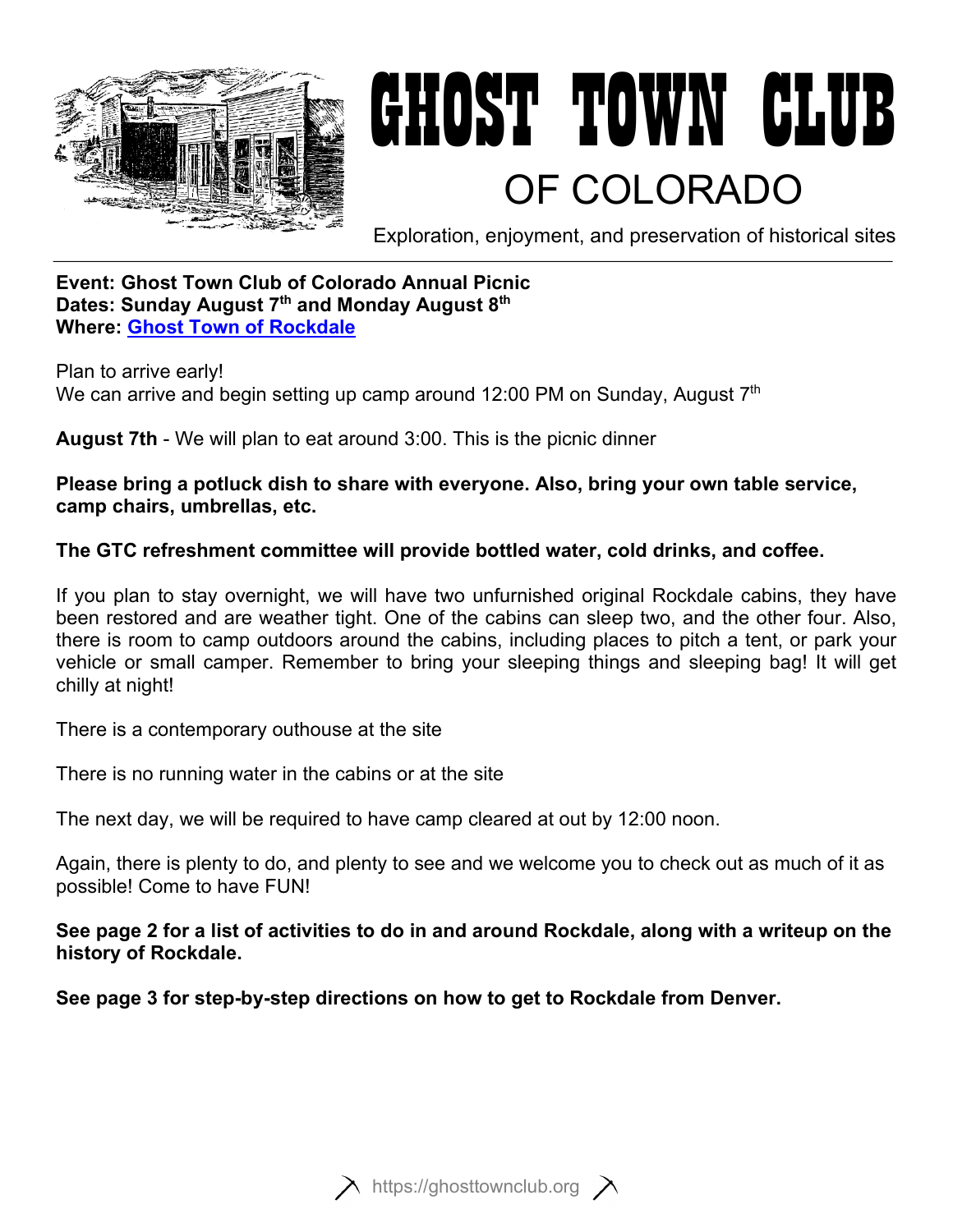# GHOST TOWN CLUB

## OF COLORADO

Exploration, enjoyment, and preservation of historical sites

---

**Event: Ghost Town Club of Colorado Annual Picnic**
**Dates: Sunday August 7th and Monday August 8th**
**Where: Ghost Town of Rockdale**

Plan to arrive early!
We can arrive and begin setting up camp around 12:00 PM on Sunday, August 7th

**August 7th** - We will plan to eat around 3:00. This is the picnic dinner

**Please bring a potluck dish to share with everyone. Also, bring your own table service, camp chairs, umbrellas, etc.**

**The GTC refreshment committee will provide bottled water, cold drinks, and coffee.**

If you plan to stay overnight, we will have two unfurnished original Rockdale cabins, they have been restored and are weather tight. One of the cabins can sleep two, and the other four. Also, there is room to camp outdoors around the cabins, including places to pitch a tent, or park your vehicle or small camper. Remember to bring your sleeping things and sleeping bag! It will get chilly at night!

There is a contemporary outhouse at the site

There is no running water in the cabins or at the site

The next day, we will be required to have camp cleared at out by 12:00 noon.

Again, there is plenty to do, and plenty to see and we welcome you to check out as much of it as possible! Come to have FUN!

**See page 2 for a list of activities to do in and around Rockdale, along with a writeup on the history of Rockdale.**

**See page 3 for step-by-step directions on how to get to Rockdale from Denver.**

https://ghosttownclub.org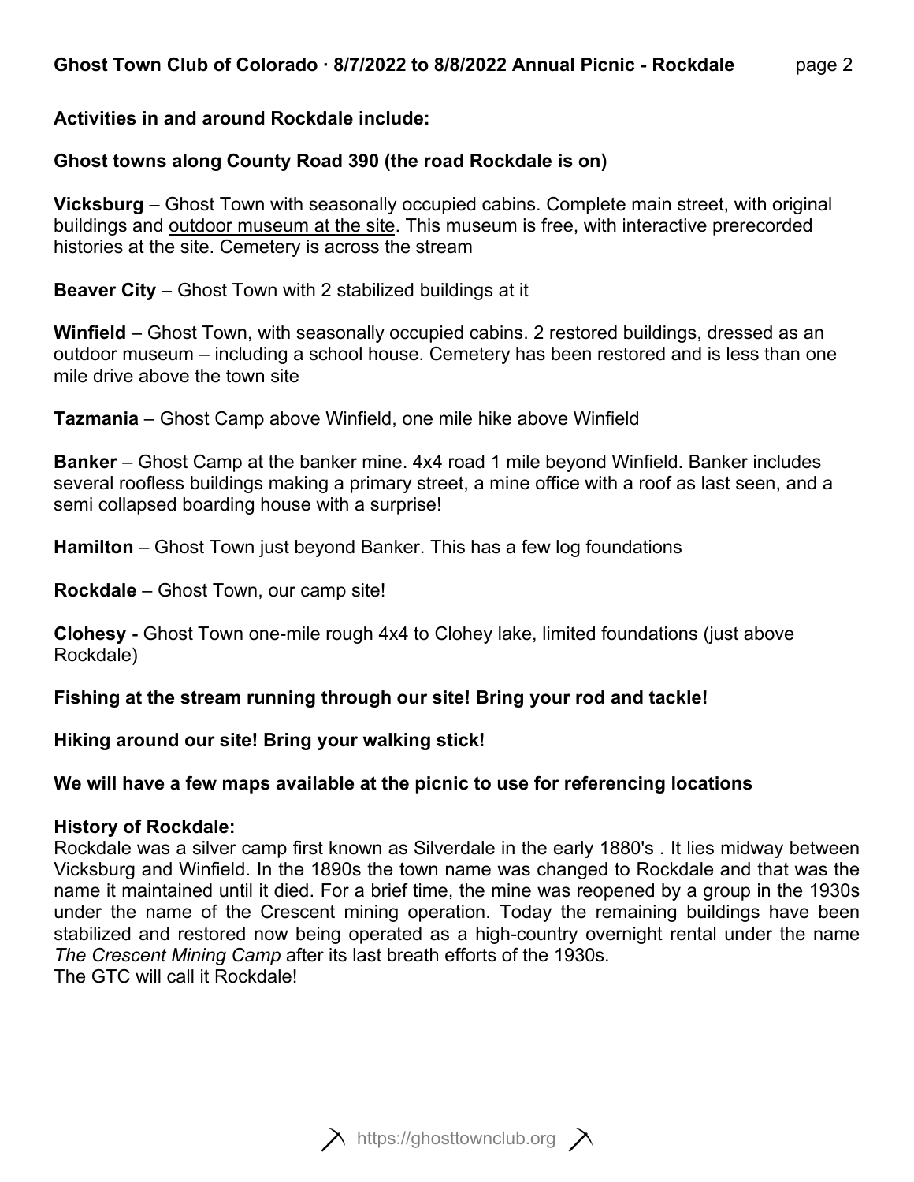**Activities in and around Rockdale include:**

**Ghost towns along County Road 390 (the road Rockdale is on)**

**Vicksburg** – Ghost Town with seasonally occupied cabins. Complete main street, with original buildings and <u>outdoor museum at the site</u>. This museum is free, with interactive prerecorded histories at the site. Cemetery is across the stream

**Beaver City** – Ghost Town with 2 stabilized buildings at it

**Winfield** – Ghost Town, with seasonally occupied cabins. 2 restored buildings, dressed as an outdoor museum – including a school house. Cemetery has been restored and is less than one mile drive above the town site

**Tazmania** – Ghost Camp above Winfield, one mile hike above Winfield

**Banker** – Ghost Camp at the banker mine. 4x4 road 1 mile beyond Winfield. Banker includes several roofless buildings making a primary street, a mine office with a roof as last seen, and a semi collapsed boarding house with a surprise!

**Hamilton** – Ghost Town just beyond Banker. This has a few log foundations

**Rockdale** – Ghost Town, our camp site!

**Clohesy -** Ghost Town one-mile rough 4x4 to Clohey lake, limited foundations (just above Rockdale)

**Fishing at the stream running through our site! Bring your rod and tackle!**

**Hiking around our site! Bring your walking stick!**

**We will have a few maps available at the picnic to use for referencing locations**

**History of Rockdale:**

Rockdale was a silver camp first known as Silverdale in the early 1880's . It lies midway between Vicksburg and Winfield. In the 1890s the town name was changed to Rockdale and that was the name it maintained until it died. For a brief time, the mine was reopened by a group in the 1930s under the name of the Crescent mining operation. Today the remaining buildings have been stabilized and restored now being operated as a high-country overnight rental under the name *The Crescent Mining Camp* after its last breath efforts of the 1930s.
The GTC will call it Rockdale!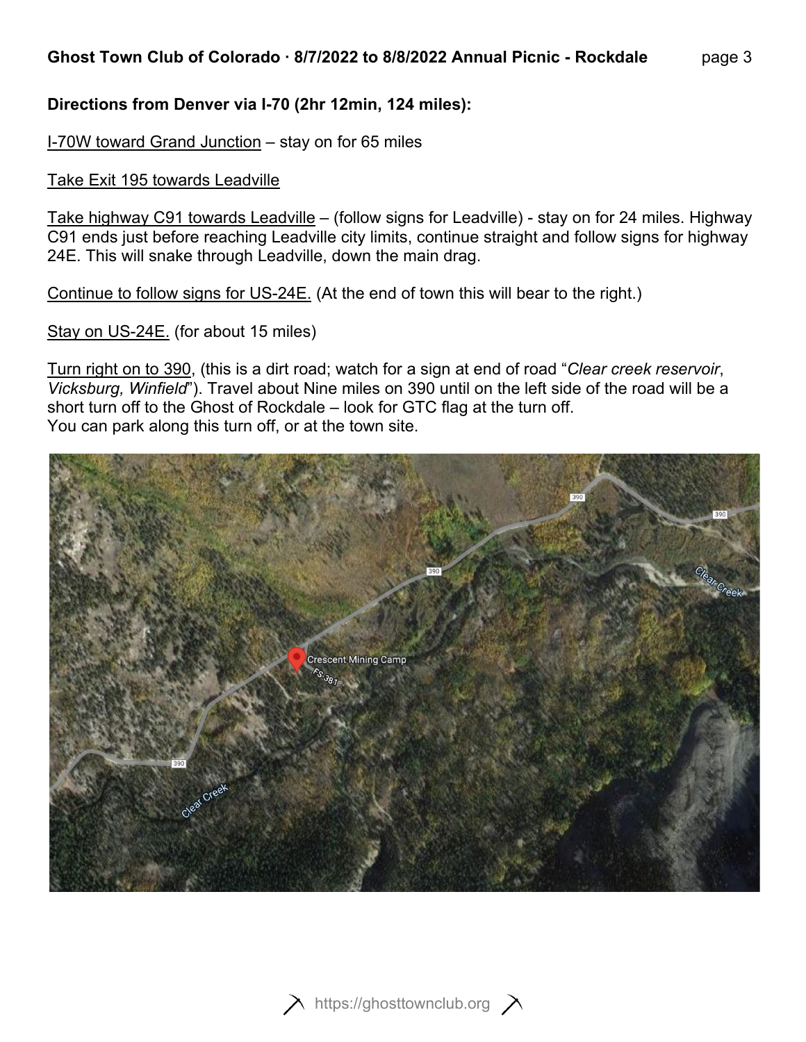**Directions from Denver via I-70 (2hr 12min, 124 miles):**

I-70W toward Grand Junction – stay on for 65 miles

Take Exit 195 towards Leadville

Take highway C91 towards Leadville – (follow signs for Leadville) - stay on for 24 miles. Highway C91 ends just before reaching Leadville city limits, continue straight and follow signs for highway 24E. This will snake through Leadville, down the main drag.

Continue to follow signs for US-24E. (At the end of town this will bear to the right.)

Stay on US-24E. (for about 15 miles)

Turn right on to 390, (this is a dirt road; watch for a sign at end of road "*Clear creek reservoir*, *Vicksburg, Winfield*"). Travel about Nine miles on 390 until on the left side of the road will be a short turn off to the Ghost of Rockdale – look for GTC flag at the turn off.
You can park along this turn off, or at the town site.

390

390

390

390

Clear Creek

Crescent Mining Camp

FS-381

Clear Creek